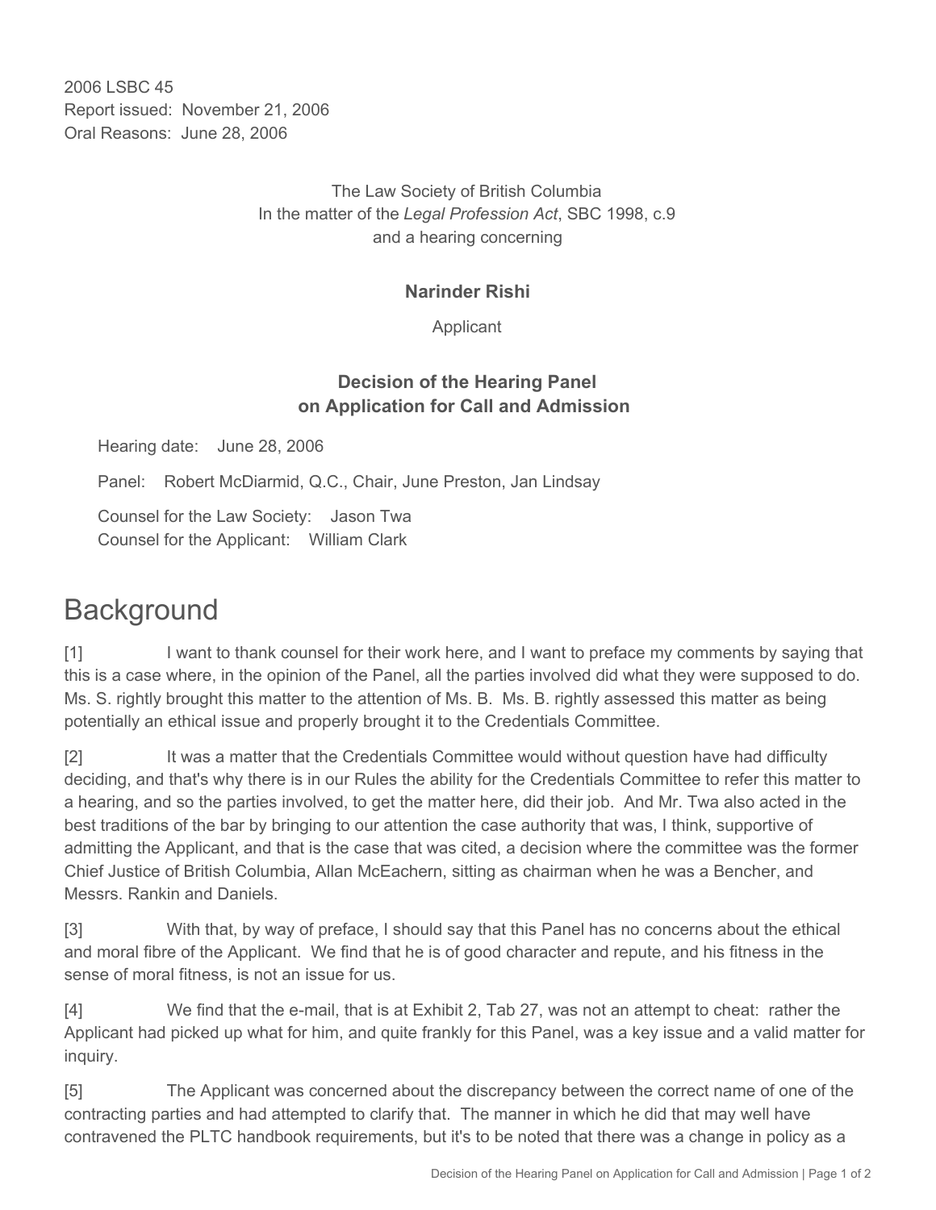2006 LSBC 45
Report issued: November 21, 2006
Oral Reasons: June 28, 2006

The Law Society of British Columbia
In the matter of the *Legal Profession Act*, SBC 1998, c.9
and a hearing concerning

**Narinder Rishi**

Applicant

**Decision of the Hearing Panel
on Application for Call and Admission**

Hearing date: June 28, 2006

Panel: Robert McDiarmid, Q.C., Chair, June Preston, Jan Lindsay

Counsel for the Law Society: Jason Twa
Counsel for the Applicant: William Clark

# Background

[1] I want to thank counsel for their work here, and I want to preface my comments by saying that this is a case where, in the opinion of the Panel, all the parties involved did what they were supposed to do. Ms. S. rightly brought this matter to the attention of Ms. B. Ms. B. rightly assessed this matter as being potentially an ethical issue and properly brought it to the Credentials Committee.

[2] It was a matter that the Credentials Committee would without question have had difficulty deciding, and that's why there is in our Rules the ability for the Credentials Committee to refer this matter to a hearing, and so the parties involved, to get the matter here, did their job. And Mr. Twa also acted in the best traditions of the bar by bringing to our attention the case authority that was, I think, supportive of admitting the Applicant, and that is the case that was cited, a decision where the committee was the former Chief Justice of British Columbia, Allan McEachern, sitting as chairman when he was a Bencher, and Messrs. Rankin and Daniels.

[3] With that, by way of preface, I should say that this Panel has no concerns about the ethical and moral fibre of the Applicant. We find that he is of good character and repute, and his fitness in the sense of moral fitness, is not an issue for us.

[4] We find that the e-mail, that is at Exhibit 2, Tab 27, was not an attempt to cheat: rather the Applicant had picked up what for him, and quite frankly for this Panel, was a key issue and a valid matter for inquiry.

[5] The Applicant was concerned about the discrepancy between the correct name of one of the contracting parties and had attempted to clarify that. The manner in which he did that may well have contravened the PLTC handbook requirements, but it's to be noted that there was a change in policy as a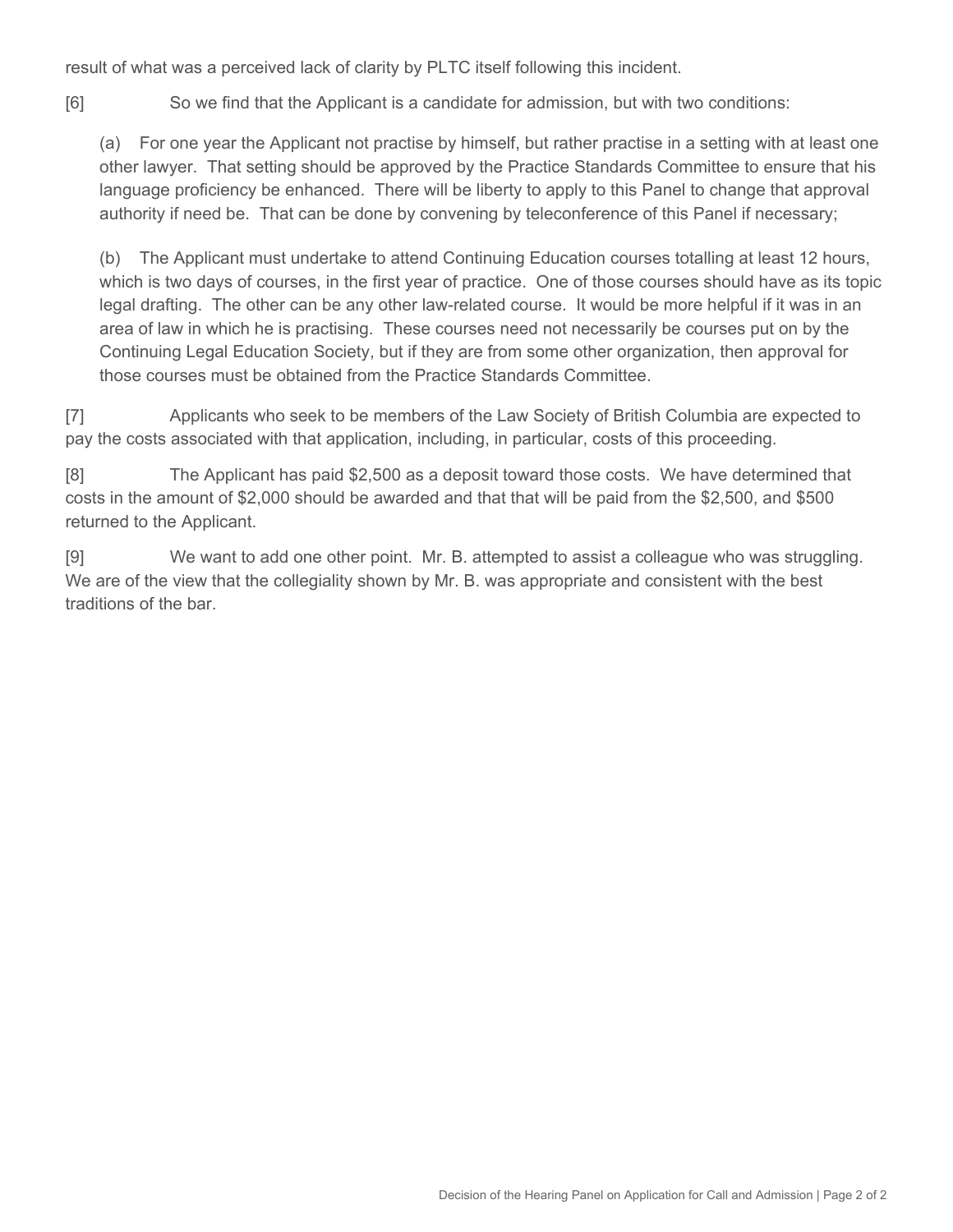result of what was a perceived lack of clarity by PLTC itself following this incident.

[6] So we find that the Applicant is a candidate for admission, but with two conditions:

(a) For one year the Applicant not practise by himself, but rather practise in a setting with at least one other lawyer. That setting should be approved by the Practice Standards Committee to ensure that his language proficiency be enhanced. There will be liberty to apply to this Panel to change that approval authority if need be. That can be done by convening by teleconference of this Panel if necessary;

(b) The Applicant must undertake to attend Continuing Education courses totalling at least 12 hours, which is two days of courses, in the first year of practice. One of those courses should have as its topic legal drafting. The other can be any other law-related course. It would be more helpful if it was in an area of law in which he is practising. These courses need not necessarily be courses put on by the Continuing Legal Education Society, but if they are from some other organization, then approval for those courses must be obtained from the Practice Standards Committee.

[7] Applicants who seek to be members of the Law Society of British Columbia are expected to pay the costs associated with that application, including, in particular, costs of this proceeding.

[8] The Applicant has paid $2,500 as a deposit toward those costs. We have determined that costs in the amount of $2,000 should be awarded and that that will be paid from the $2,500, and $500 returned to the Applicant.

[9] We want to add one other point. Mr. B. attempted to assist a colleague who was struggling. We are of the view that the collegiality shown by Mr. B. was appropriate and consistent with the best traditions of the bar.